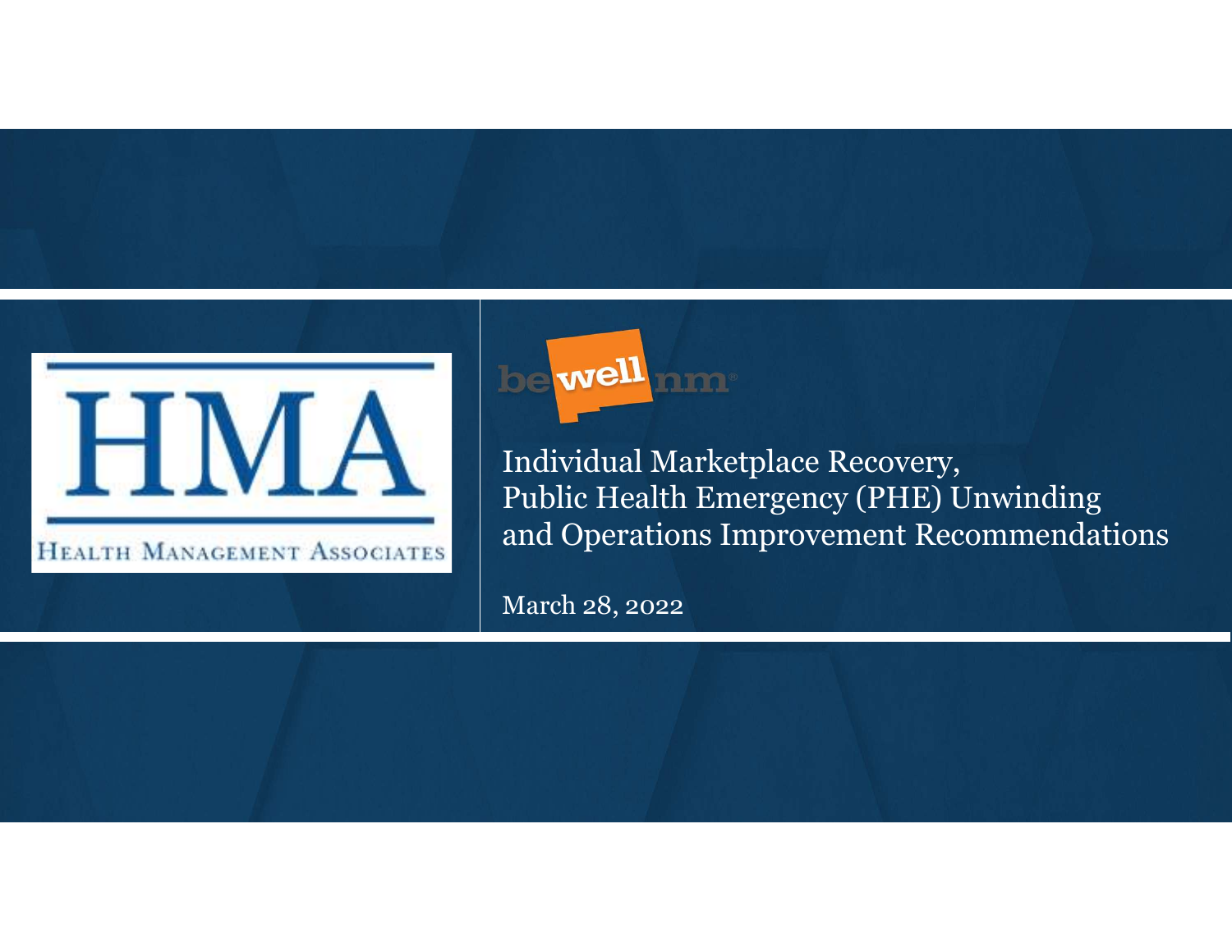HMA

Health Management Associates

bewellnm

# Individual Marketplace Recovery, Public Health Emergency (PHE) Unwinding and Operations Improvement Recommendations

March 28, 2022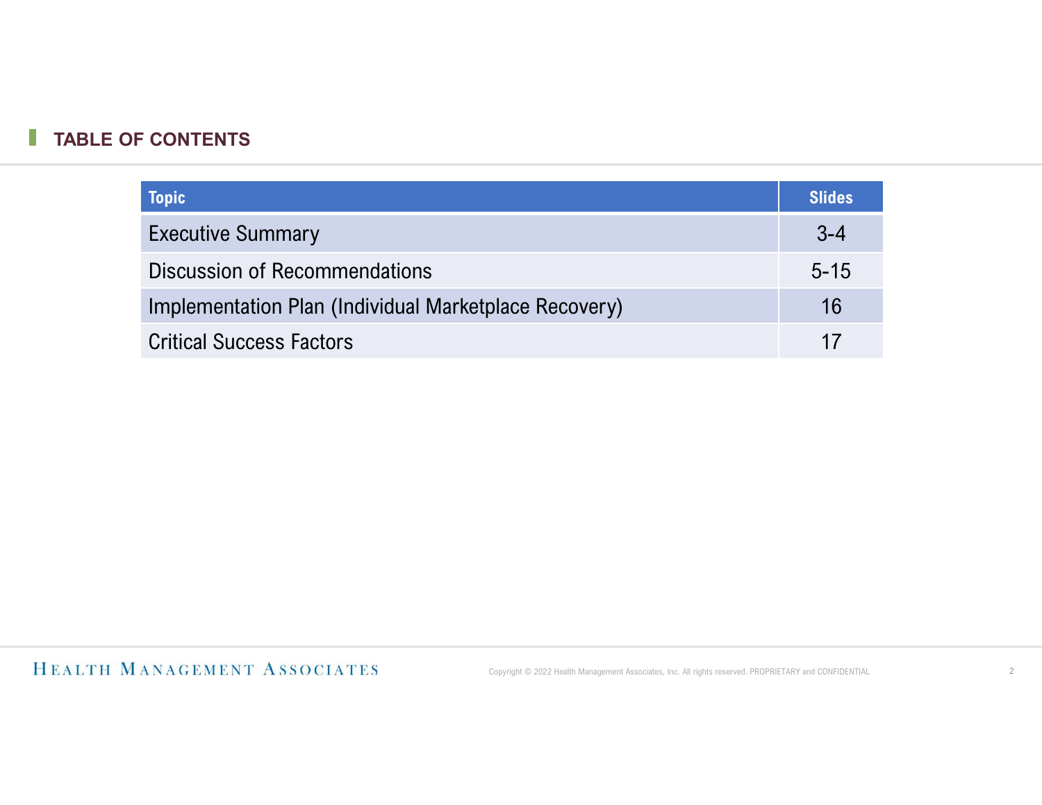## TABLE OF CONTENTS

| Topic | Slides |
|---|---|
| Executive Summary | 3-4 |
| Discussion of Recommendations | 5-15 |
| Implementation Plan (Individual Marketplace Recovery) | 16 |
| Critical Success Factors | 17 |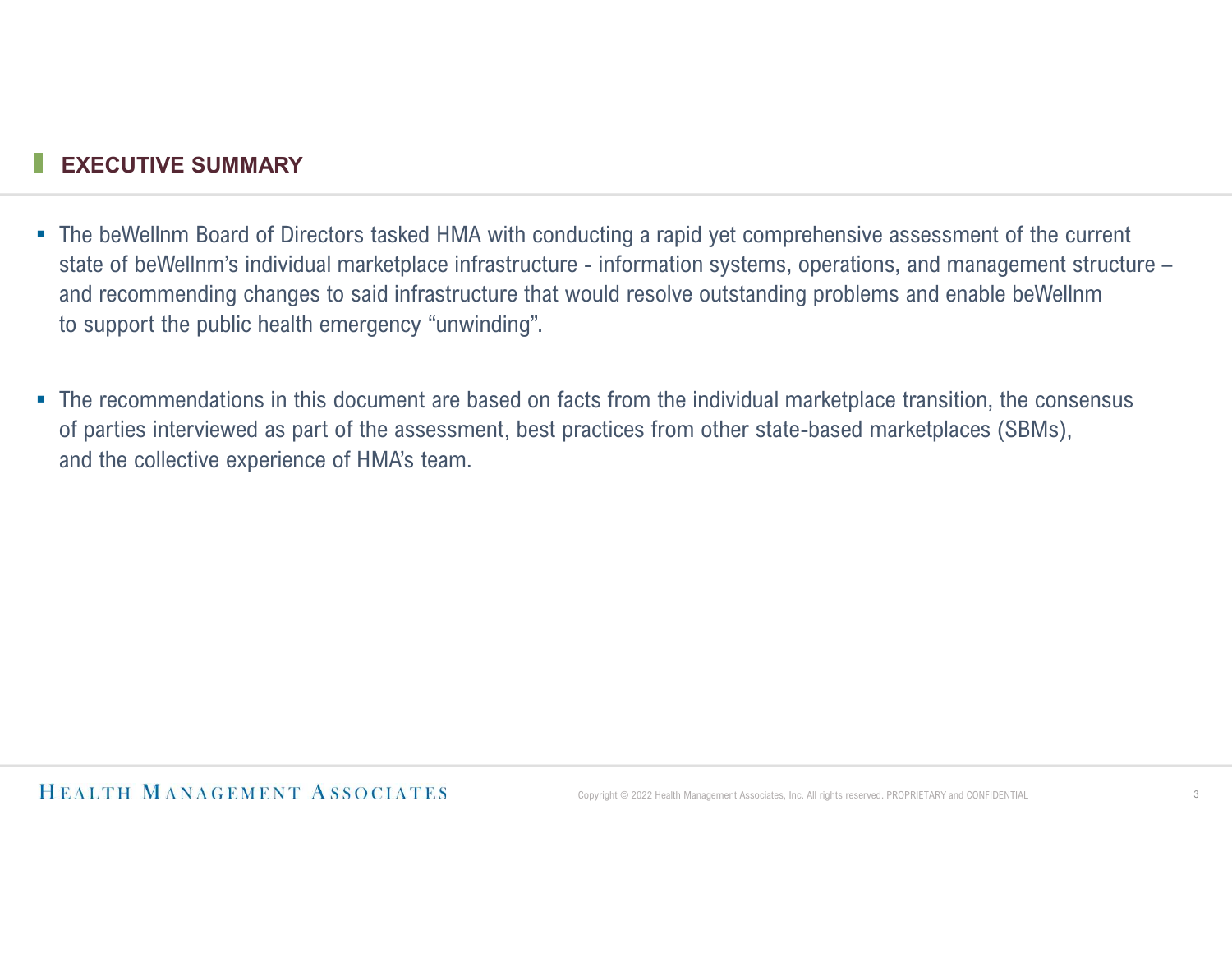## EXECUTIVE SUMMARY

- The beWellnm Board of Directors tasked HMA with conducting a rapid yet comprehensive assessment of the current state of beWellnm's individual marketplace infrastructure - information systems, operations, and management structure – and recommending changes to said infrastructure that would resolve outstanding problems and enable beWellnm to support the public health emergency "unwinding".

- The recommendations in this document are based on facts from the individual marketplace transition, the consensus of parties interviewed as part of the assessment, best practices from other state-based marketplaces (SBMs), and the collective experience of HMA's team.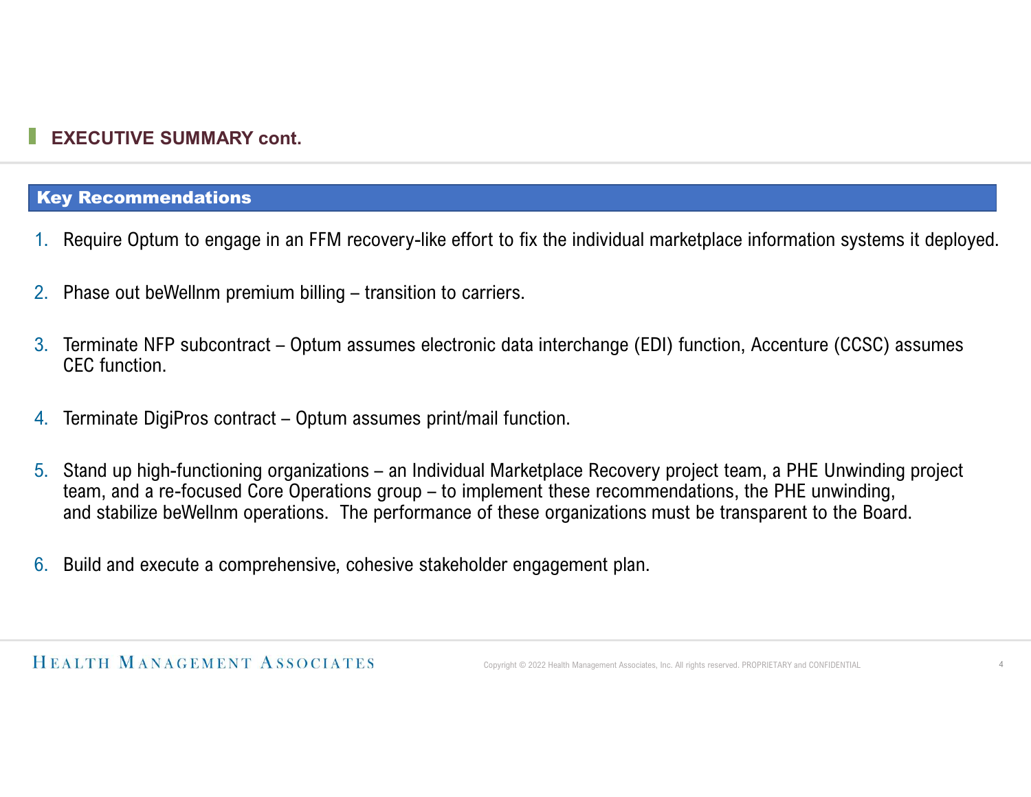## EXECUTIVE SUMMARY cont.

### Key Recommendations

1. Require Optum to engage in an FFM recovery-like effort to fix the individual marketplace information systems it deployed.

2. Phase out beWellnm premium billing – transition to carriers.

3. Terminate NFP subcontract – Optum assumes electronic data interchange (EDI) function, Accenture (CCSC) assumes CEC function.

4. Terminate DigiPros contract – Optum assumes print/mail function.

5. Stand up high-functioning organizations – an Individual Marketplace Recovery project team, a PHE Unwinding project team, and a re-focused Core Operations group – to implement these recommendations, the PHE unwinding, and stabilize beWellnm operations. The performance of these organizations must be transparent to the Board.

6. Build and execute a comprehensive, cohesive stakeholder engagement plan.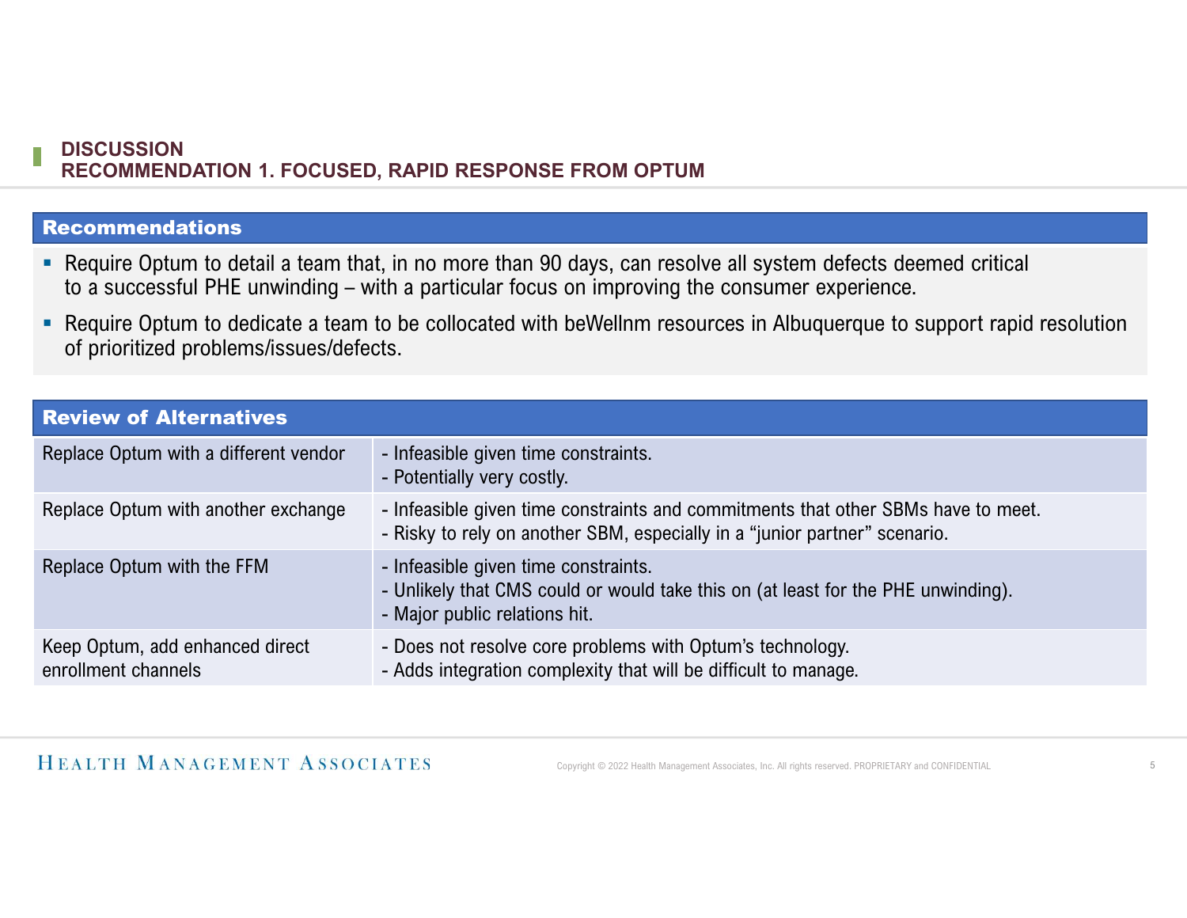## DISCUSSION
## RECOMMENDATION 1. FOCUSED, RAPID RESPONSE FROM OPTUM

### Recommendations

- Require Optum to detail a team that, in no more than 90 days, can resolve all system defects deemed critical to a successful PHE unwinding – with a particular focus on improving the consumer experience.
- Require Optum to dedicate a team to be collocated with beWellnm resources in Albuquerque to support rapid resolution of prioritized problems/issues/defects.

### Review of Alternatives

| | |
|---|---|
| Replace Optum with a different vendor | - Infeasible given time constraints.<br>- Potentially very costly. |
| Replace Optum with another exchange | - Infeasible given time constraints and commitments that other SBMs have to meet.<br>- Risky to rely on another SBM, especially in a "junior partner" scenario. |
| Replace Optum with the FFM | - Infeasible given time constraints.<br>- Unlikely that CMS could or would take this on (at least for the PHE unwinding).<br>- Major public relations hit. |
| Keep Optum, add enhanced direct enrollment channels | - Does not resolve core problems with Optum's technology.<br>- Adds integration complexity that will be difficult to manage. |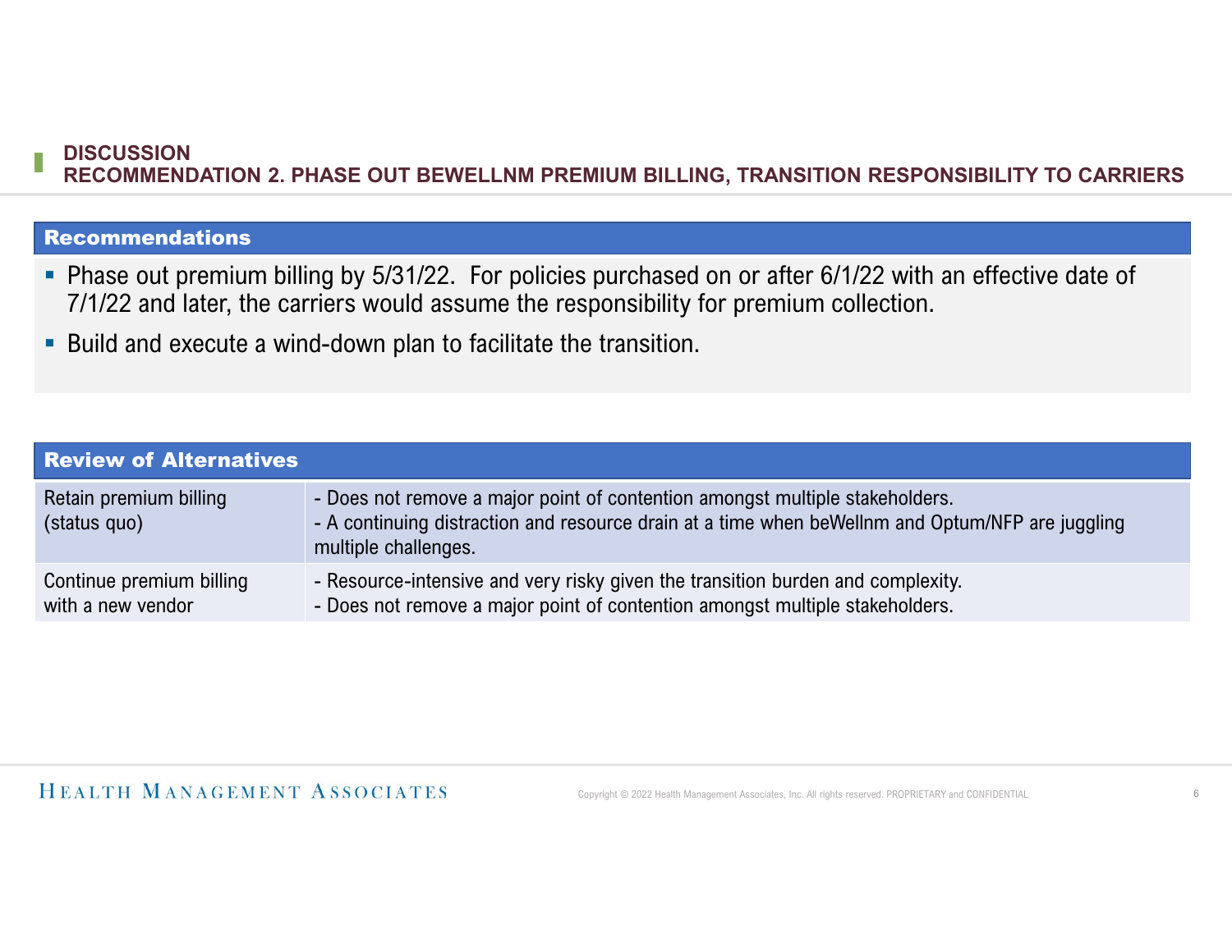## DISCUSSION
## RECOMMENDATION 2. PHASE OUT BEWELLNM PREMIUM BILLING, TRANSITION RESPONSIBILITY TO CARRIERS

### Recommendations

- Phase out premium billing by 5/31/22. For policies purchased on or after 6/1/22 with an effective date of 7/1/22 and later, the carriers would assume the responsibility for premium collection.
- Build and execute a wind-down plan to facilitate the transition.

### Review of Alternatives

| | |
|---|---|
| Retain premium billing (status quo) | - Does not remove a major point of contention amongst multiple stakeholders.<br>- A continuing distraction and resource drain at a time when beWellnm and Optum/NFP are juggling multiple challenges. |
| Continue premium billing with a new vendor | - Resource-intensive and very risky given the transition burden and complexity.<br>- Does not remove a major point of contention amongst multiple stakeholders. |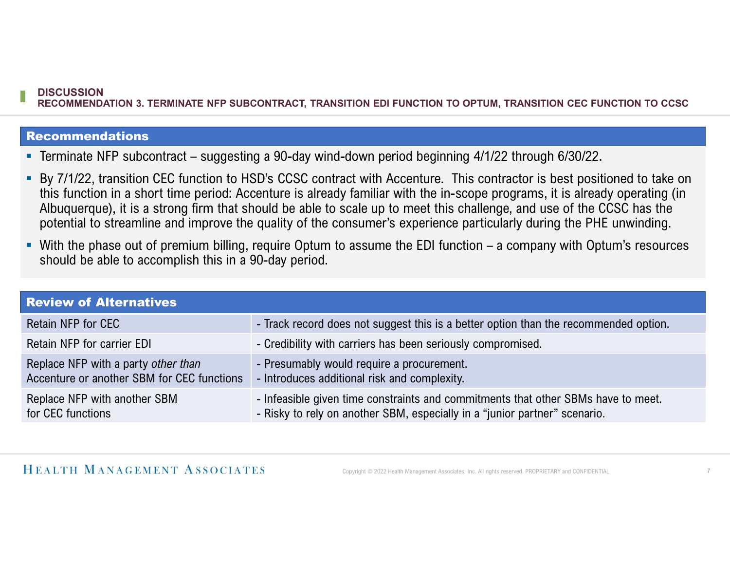**DISCUSSION**
**RECOMMENDATION 3. TERMINATE NFP SUBCONTRACT, TRANSITION EDI FUNCTION TO OPTUM, TRANSITION CEC FUNCTION TO CCSC**

## Recommendations

- Terminate NFP subcontract – suggesting a 90-day wind-down period beginning 4/1/22 through 6/30/22.
- By 7/1/22, transition CEC function to HSD's CCSC contract with Accenture. This contractor is best positioned to take on this function in a short time period: Accenture is already familiar with the in-scope programs, it is already operating (in Albuquerque), it is a strong firm that should be able to scale up to meet this challenge, and use of the CCSC has the potential to streamline and improve the quality of the consumer's experience particularly during the PHE unwinding.
- With the phase out of premium billing, require Optum to assume the EDI function – a company with Optum's resources should be able to accomplish this in a 90-day period.

## Review of Alternatives

| | |
|---|---|
| Retain NFP for CEC | - Track record does not suggest this is a better option than the recommended option. |
| Retain NFP for carrier EDI | - Credibility with carriers has been seriously compromised. |
| Replace NFP with a party *other than* Accenture or another SBM for CEC functions | - Presumably would require a procurement.<br>- Introduces additional risk and complexity. |
| Replace NFP with another SBM for CEC functions | - Infeasible given time constraints and commitments that other SBMs have to meet.<br>- Risky to rely on another SBM, especially in a "junior partner" scenario. |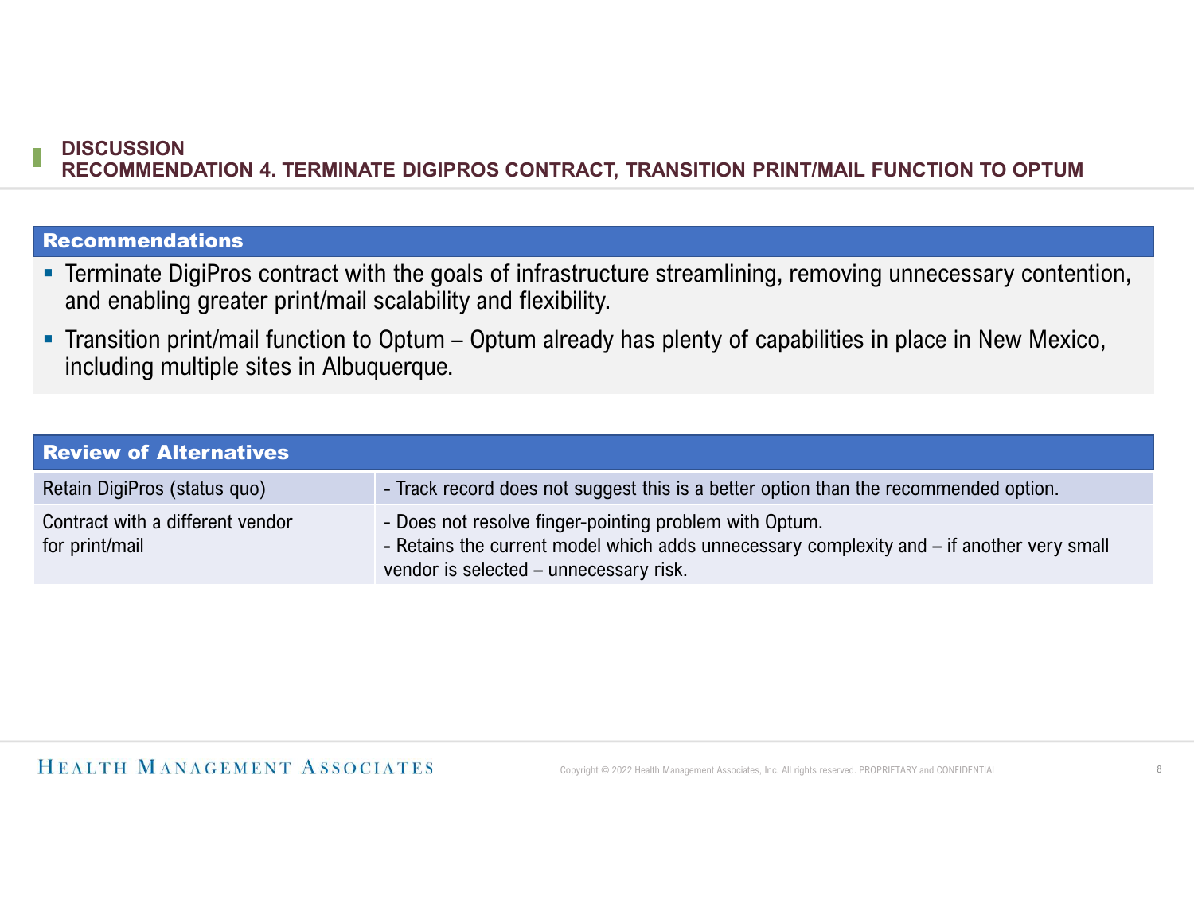## DISCUSSION

## RECOMMENDATION 4. TERMINATE DIGIPROS CONTRACT, TRANSITION PRINT/MAIL FUNCTION TO OPTUM

### Recommendations

- Terminate DigiPros contract with the goals of infrastructure streamlining, removing unnecessary contention, and enabling greater print/mail scalability and flexibility.
- Transition print/mail function to Optum – Optum already has plenty of capabilities in place in New Mexico, including multiple sites in Albuquerque.

### Review of Alternatives

| | |
|---|---|
| Retain DigiPros (status quo) | - Track record does not suggest this is a better option than the recommended option. |
| Contract with a different vendor for print/mail | - Does not resolve finger-pointing problem with Optum.<br>- Retains the current model which adds unnecessary complexity and – if another very small vendor is selected – unnecessary risk. |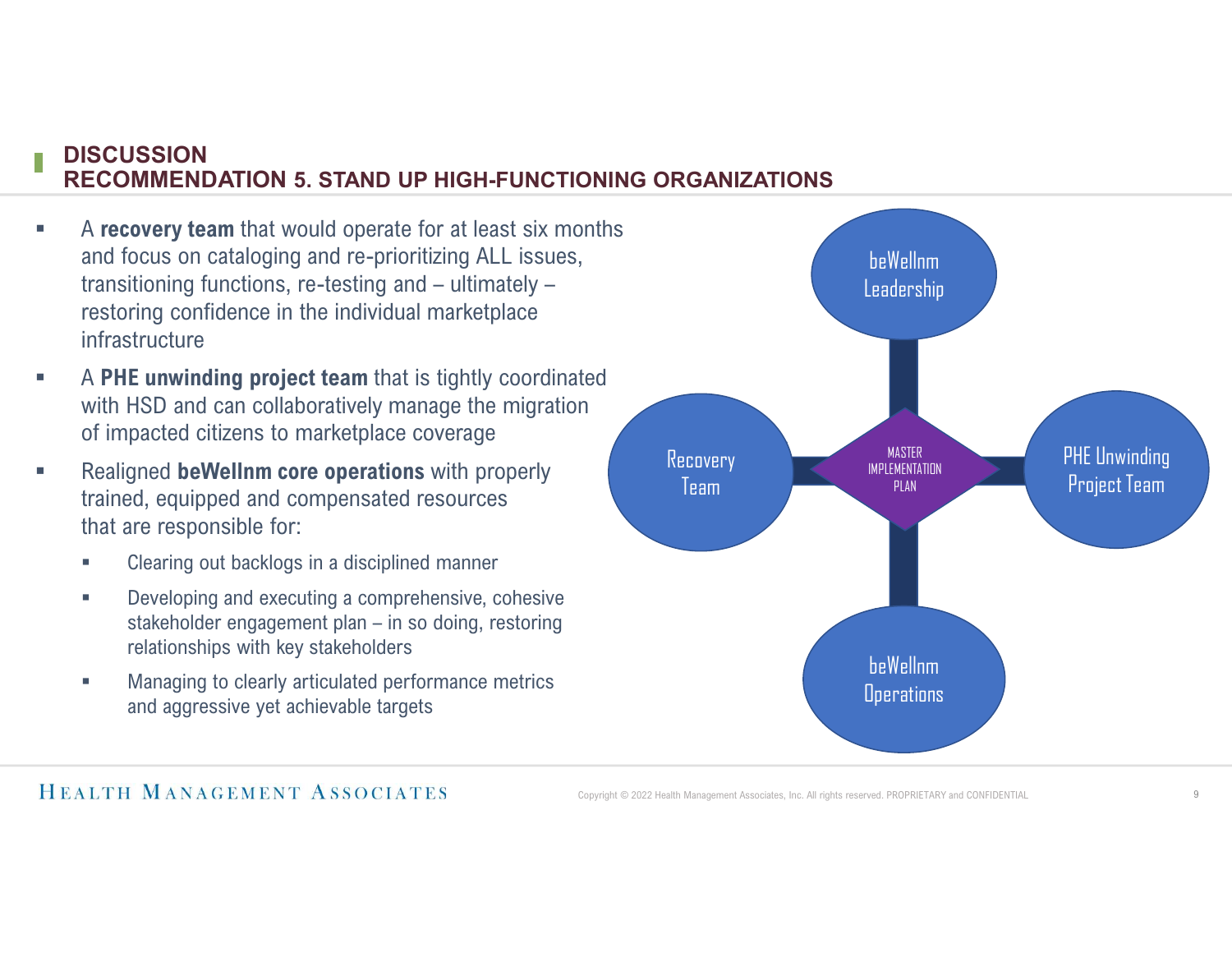## DISCUSSION
## RECOMMENDATION 5. STAND UP HIGH-FUNCTIONING ORGANIZATIONS

- A **recovery team** that would operate for at least six months and focus on cataloging and re-prioritizing ALL issues, transitioning functions, re-testing and – ultimately – restoring confidence in the individual marketplace infrastructure
- A **PHE unwinding project team** that is tightly coordinated with HSD and can collaboratively manage the migration of impacted citizens to marketplace coverage
- Realigned **beWellnm core operations** with properly trained, equipped and compensated resources that are responsible for:
  - Clearing out backlogs in a disciplined manner
  - Developing and executing a comprehensive, cohesive stakeholder engagement plan – in so doing, restoring relationships with key stakeholders
  - Managing to clearly articulated performance metrics and aggressive yet achievable targets

beWellnm Leadership

Recovery Team

MASTER IMPLEMENTATION PLAN

PHE Unwinding Project Team

beWellnm Operations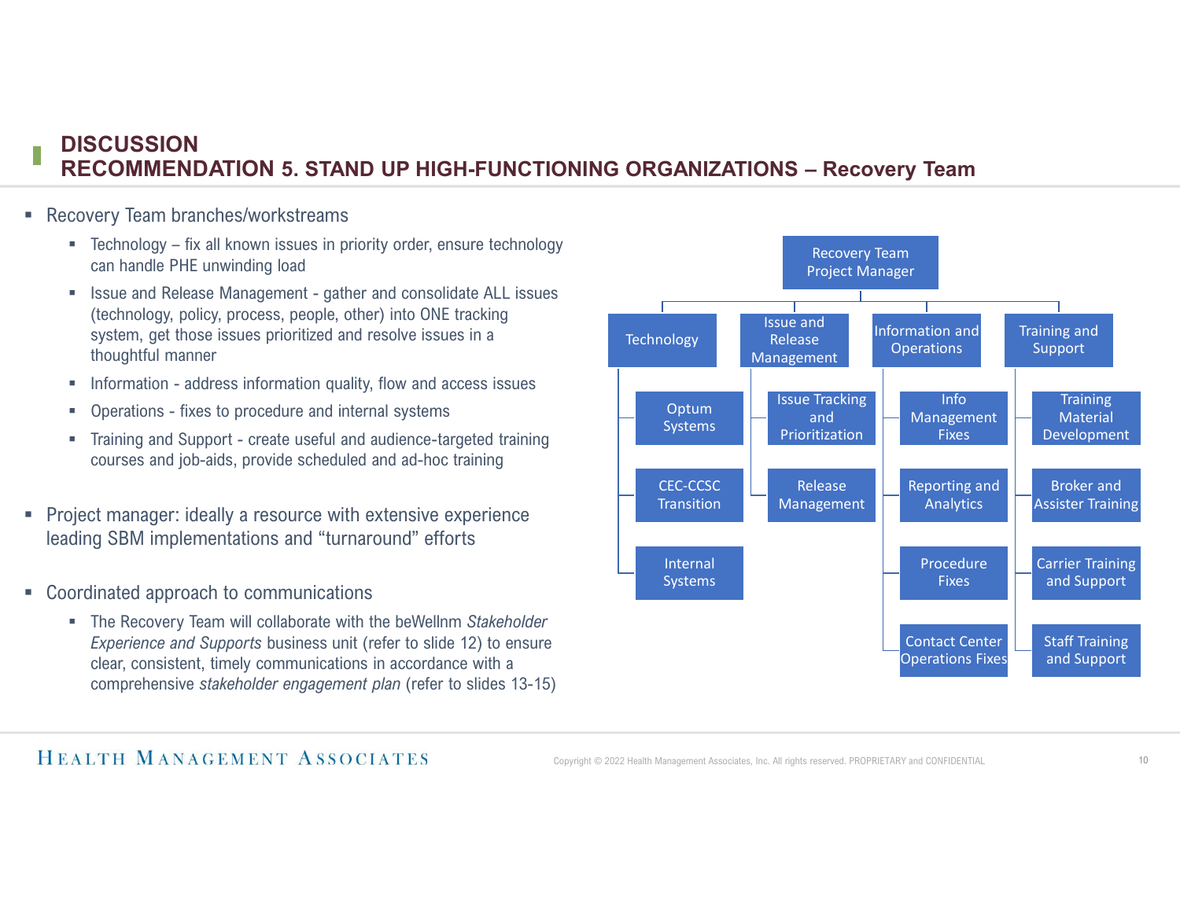## DISCUSSION
## RECOMMENDATION 5. STAND UP HIGH-FUNCTIONING ORGANIZATIONS – Recovery Team

- Recovery Team branches/workstreams
  - Technology – fix all known issues in priority order, ensure technology can handle PHE unwinding load
  - Issue and Release Management - gather and consolidate ALL issues (technology, policy, process, people, other) into ONE tracking system, get those issues prioritized and resolve issues in a thoughtful manner
  - Information - address information quality, flow and access issues
  - Operations - fixes to procedure and internal systems
  - Training and Support - create useful and audience-targeted training courses and job-aids, provide scheduled and ad-hoc training
- Project manager: ideally a resource with extensive experience leading SBM implementations and "turnaround" efforts
- Coordinated approach to communications
  - The Recovery Team will collaborate with the beWellnm *Stakeholder Experience and Supports* business unit (refer to slide 12) to ensure clear, consistent, timely communications in accordance with a comprehensive *stakeholder engagement plan* (refer to slides 13-15)

Recovery Team Project Manager

- Technology
  - Optum Systems
  - CEC-CCSC Transition
  - Internal Systems
- Issue and Release Management
  - Issue Tracking and Prioritization
  - Release Management
- Information and Operations
  - Info Management Fixes
  - Reporting and Analytics
  - Procedure Fixes
  - Contact Center Operations Fixes
- Training and Support
  - Training Material Development
  - Broker and Assister Training
  - Carrier Training and Support
  - Staff Training and Support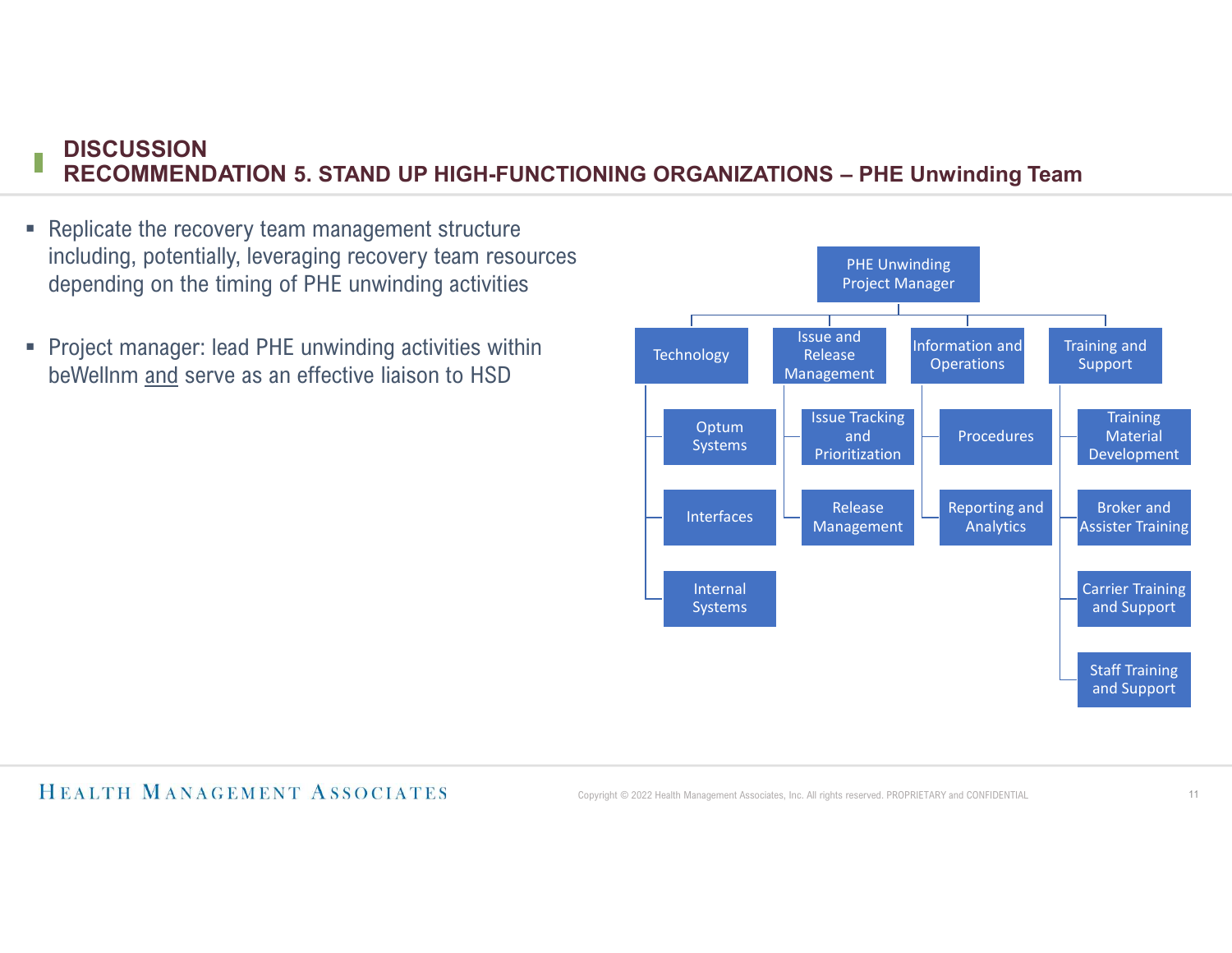## DISCUSSION
## RECOMMENDATION 5. STAND UP HIGH-FUNCTIONING ORGANIZATIONS – PHE Unwinding Team

- Replicate the recovery team management structure including, potentially, leveraging recovery team resources depending on the timing of PHE unwinding activities
- Project manager: lead PHE unwinding activities within beWellnm <u>and</u> serve as an effective liaison to HSD

PHE Unwinding Project Manager

Technology
Optum Systems
Interfaces
Internal Systems

Issue and Release Management
Issue Tracking and Prioritization
Release Management

Information and Operations
Procedures
Reporting and Analytics

Training and Support
Training Material Development
Broker and Assister Training
Carrier Training and Support
Staff Training and Support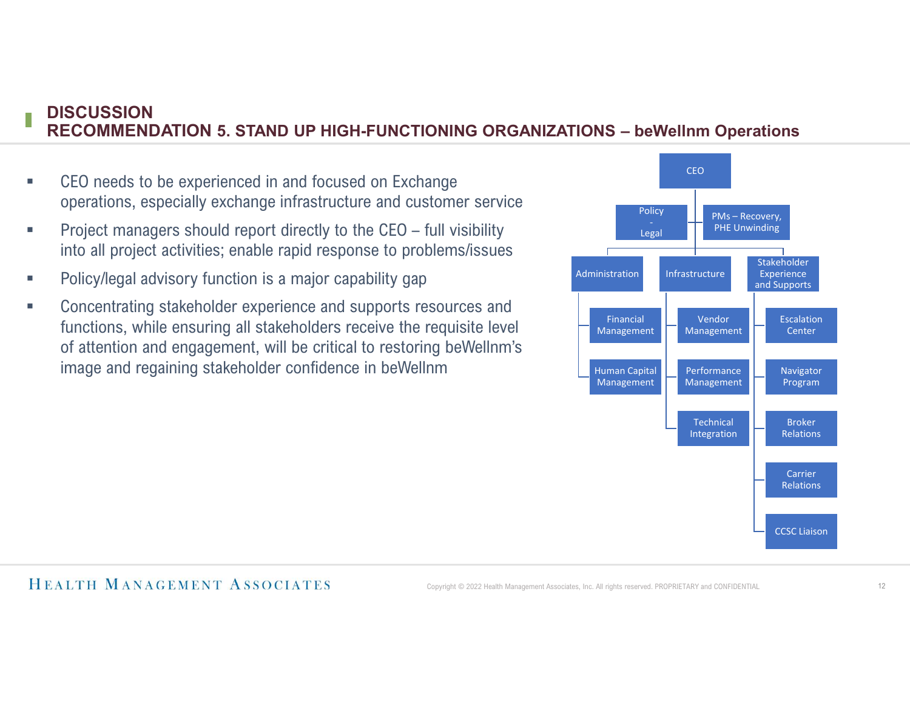## DISCUSSION

## RECOMMENDATION 5. STAND UP HIGH-FUNCTIONING ORGANIZATIONS – beWellnm Operations

- CEO needs to be experienced in and focused on Exchange operations, especially exchange infrastructure and customer service
- Project managers should report directly to the CEO – full visibility into all project activities; enable rapid response to problems/issues
- Policy/legal advisory function is a major capability gap
- Concentrating stakeholder experience and supports resources and functions, while ensuring all stakeholders receive the requisite level of attention and engagement, will be critical to restoring beWellnm's image and regaining stakeholder confidence in beWellnm

CEO

Policy - Legal

PMs – Recovery, PHE Unwinding

Administration

Financial Management

Human Capital Management

Infrastructure

Vendor Management

Performance Management

Technical Integration

Stakeholder Experience and Supports

Escalation Center

Navigator Program

Broker Relations

Carrier Relations

CCSC Liaison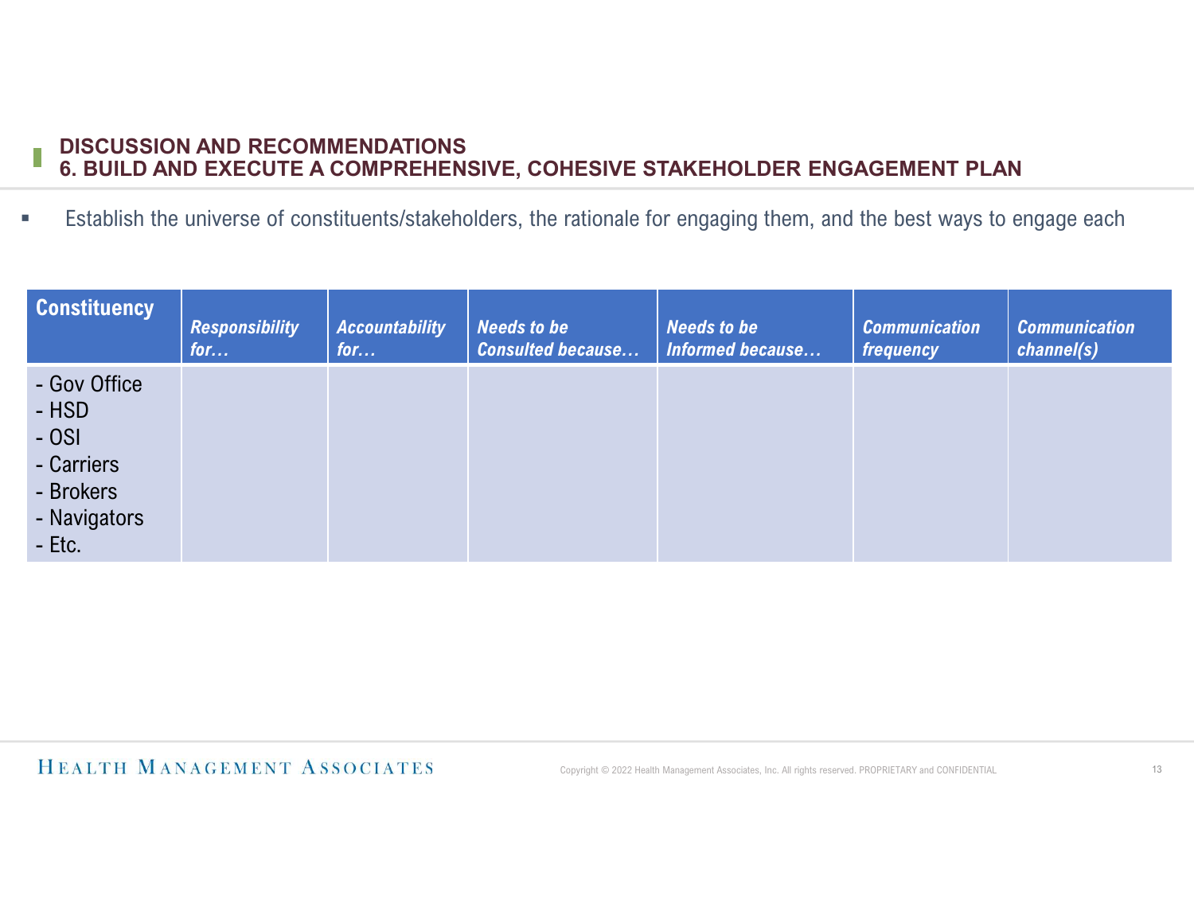## DISCUSSION AND RECOMMENDATIONS
## 6. BUILD AND EXECUTE A COMPREHENSIVE, COHESIVE STAKEHOLDER ENGAGEMENT PLAN

- Establish the universe of constituents/stakeholders, the rationale for engaging them, and the best ways to engage each

| Constituency | *Responsibility for…* | *Accountability for…* | *Needs to be Consulted because…* | *Needs to be Informed because…* | *Communication frequency* | *Communication channel(s)* |
|---|---|---|---|---|---|---|
| - Gov Office<br>- HSD<br>- OSI<br>- Carriers<br>- Brokers<br>- Navigators<br>- Etc. | | | | | | |

HEALTH MANAGEMENT ASSOCIATES

Copyright © 2022 Health Management Associates, Inc. All rights reserved. PROPRIETARY and CONFIDENTIAL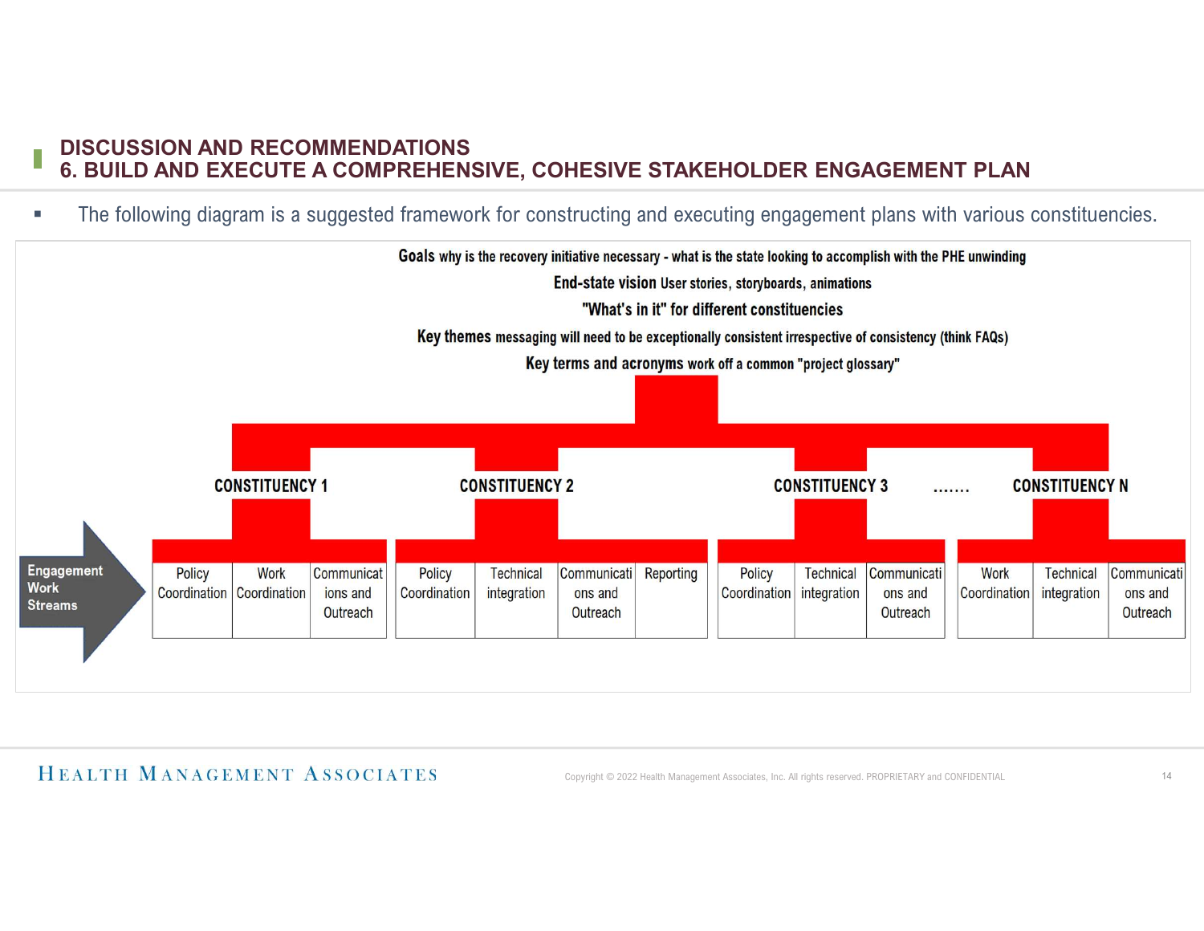## DISCUSSION AND RECOMMENDATIONS
## 6. BUILD AND EXECUTE A COMPREHENSIVE, COHESIVE STAKEHOLDER ENGAGEMENT PLAN

- The following diagram is a suggested framework for constructing and executing engagement plans with various constituencies.

**Goals** why is the recovery initiative necessary - what is the state looking to accomplish with the PHE unwinding

**End-state vision** User stories, storyboards, animations

**"What's in it" for different constituencies**

**Key themes** messaging will need to be exceptionally consistent irrespective of consistency (think FAQs)

**Key terms and acronyms** work off a common "project glossary"

CONSTITUENCY 1
CONSTITUENCY 2
CONSTITUENCY 3
.......
CONSTITUENCY N

Engagement Work Streams

Policy Coordination
Work Coordination
Communications and Outreach

Policy Coordination
Technical integration
Communications and Outreach
Reporting

Policy Coordination
Technical integration
Communications and Outreach

Work Coordination
Technical integration
Communications and Outreach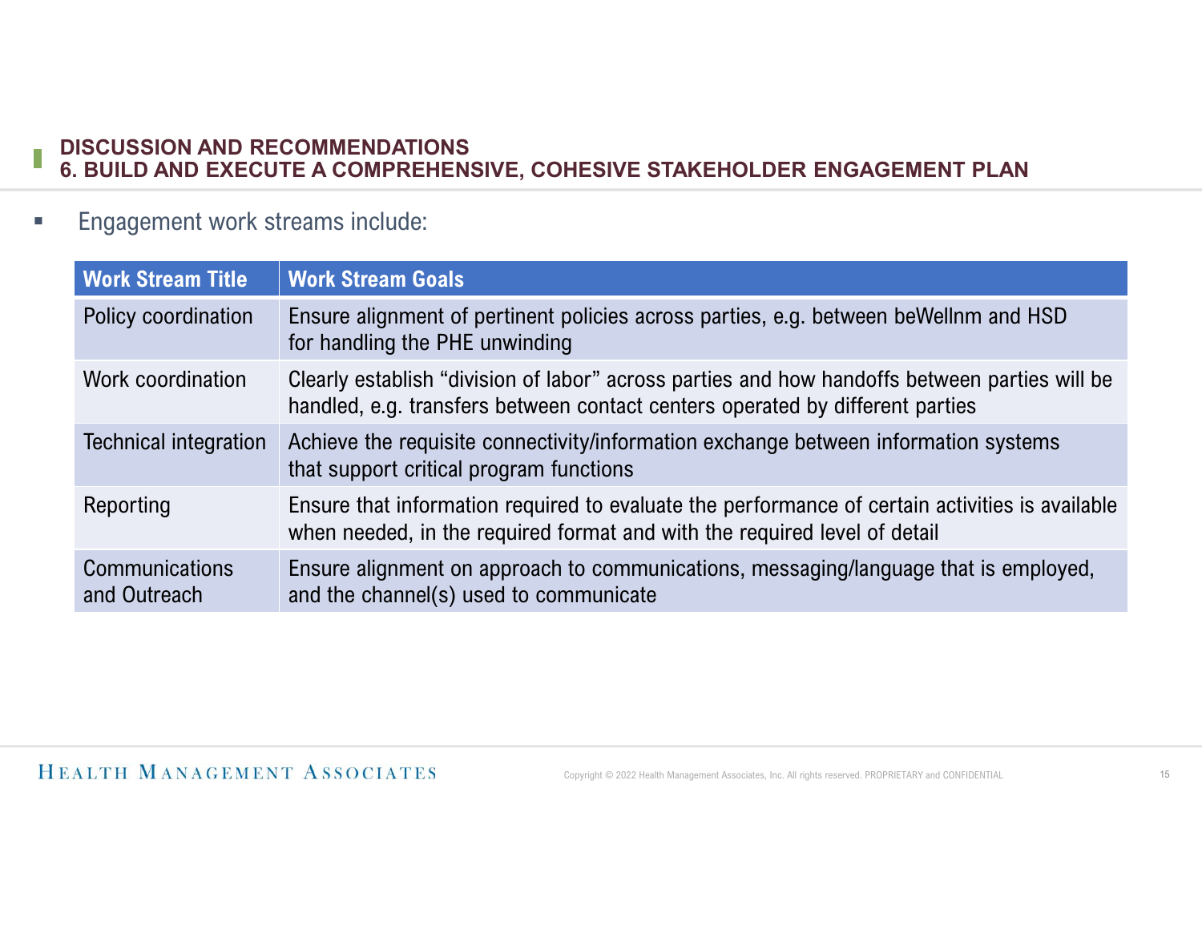## DISCUSSION AND RECOMMENDATIONS
## 6. BUILD AND EXECUTE A COMPREHENSIVE, COHESIVE STAKEHOLDER ENGAGEMENT PLAN

- Engagement work streams include:

| Work Stream Title | Work Stream Goals |
|---|---|
| Policy coordination | Ensure alignment of pertinent policies across parties, e.g. between beWellnm and HSD for handling the PHE unwinding |
| Work coordination | Clearly establish "division of labor" across parties and how handoffs between parties will be handled, e.g. transfers between contact centers operated by different parties |
| Technical integration | Achieve the requisite connectivity/information exchange between information systems that support critical program functions |
| Reporting | Ensure that information required to evaluate the performance of certain activities is available when needed, in the required format and with the required level of detail |
| Communications and Outreach | Ensure alignment on approach to communications, messaging/language that is employed, and the channel(s) used to communicate |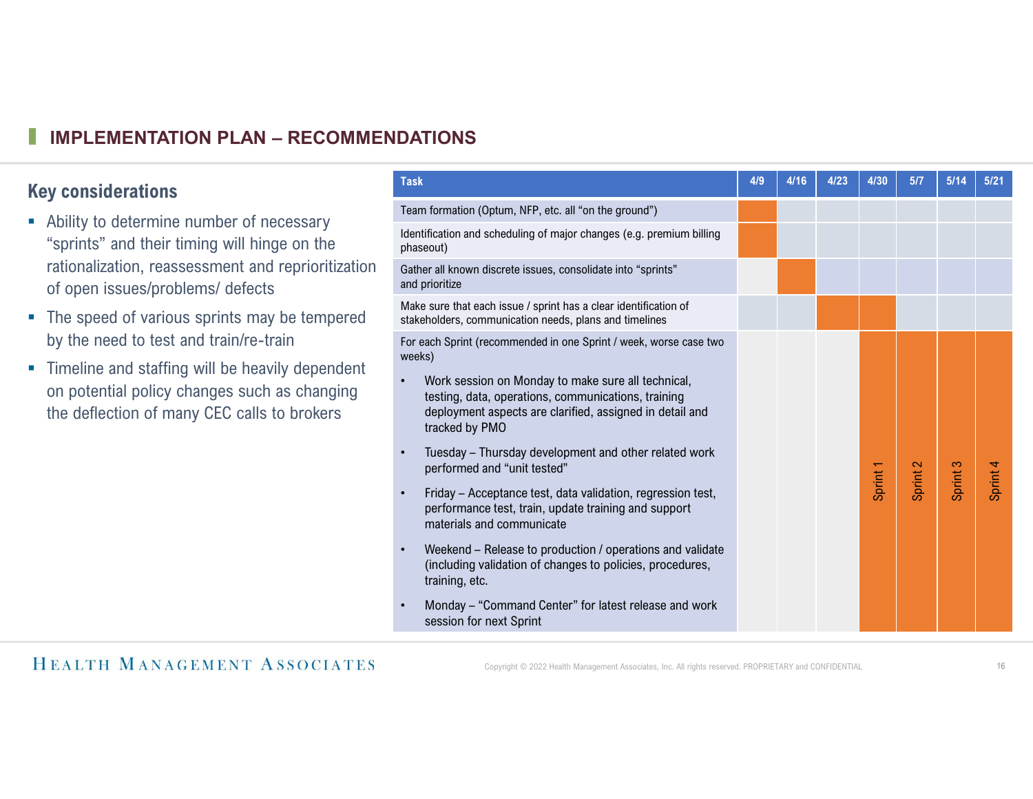## IMPLEMENTATION PLAN – RECOMMENDATIONS

### Key considerations

- Ability to determine number of necessary "sprints" and their timing will hinge on the rationalization, reassessment and reprioritization of open issues/problems/ defects
- The speed of various sprints may be tempered by the need to test and train/re-train
- Timeline and staffing will be heavily dependent on potential policy changes such as changing the deflection of many CEC calls to brokers

| Task | 4/9 | 4/16 | 4/23 | 4/30 | 5/7 | 5/14 | 5/21 |
|---|---|---|---|---|---|---|---|
| Team formation (Optum, NFP, etc. all "on the ground") | ■ | | | | | | |
| Identification and scheduling of major changes (e.g. premium billing phaseout) | ■ | | | | | | |
| Gather all known discrete issues, consolidate into "sprints" and prioritize | | ■ | | | | | |
| Make sure that each issue / sprint has a clear identification of stakeholders, communication needs, plans and timelines | | | ■ | ■ | | | |
| For each Sprint (recommended in one Sprint / week, worse case two weeks)<br>• Work session on Monday to make sure all technical, testing, data, operations, communications, training deployment aspects are clarified, assigned in detail and tracked by PMO<br>• Tuesday – Thursday development and other related work performed and "unit tested"<br>• Friday – Acceptance test, data validation, regression test, performance test, train, update training and support materials and communicate<br>• Weekend – Release to production / operations and validate (including validation of changes to policies, procedures, training, etc.<br>• Monday – "Command Center" for latest release and work session for next Sprint | | | | Sprint 1 | Sprint 2 | Sprint 3 | Sprint 4 |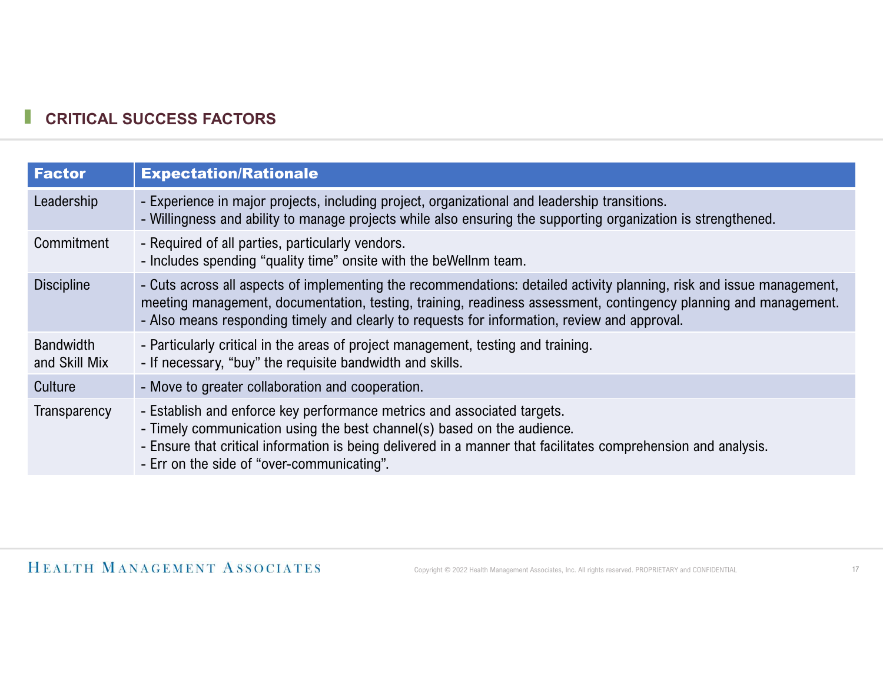## CRITICAL SUCCESS FACTORS

| Factor | Expectation/Rationale |
|---|---|
| Leadership | - Experience in major projects, including project, organizational and leadership transitions.<br>- Willingness and ability to manage projects while also ensuring the supporting organization is strengthened. |
| Commitment | - Required of all parties, particularly vendors.<br>- Includes spending "quality time" onsite with the beWellnm team. |
| Discipline | - Cuts across all aspects of implementing the recommendations: detailed activity planning, risk and issue management, meeting management, documentation, testing, training, readiness assessment, contingency planning and management.<br>- Also means responding timely and clearly to requests for information, review and approval. |
| Bandwidth and Skill Mix | - Particularly critical in the areas of project management, testing and training.<br>- If necessary, "buy" the requisite bandwidth and skills. |
| Culture | - Move to greater collaboration and cooperation. |
| Transparency | - Establish and enforce key performance metrics and associated targets.<br>- Timely communication using the best channel(s) based on the audience.<br>- Ensure that critical information is being delivered in a manner that facilitates comprehension and analysis.<br>- Err on the side of "over-communicating". |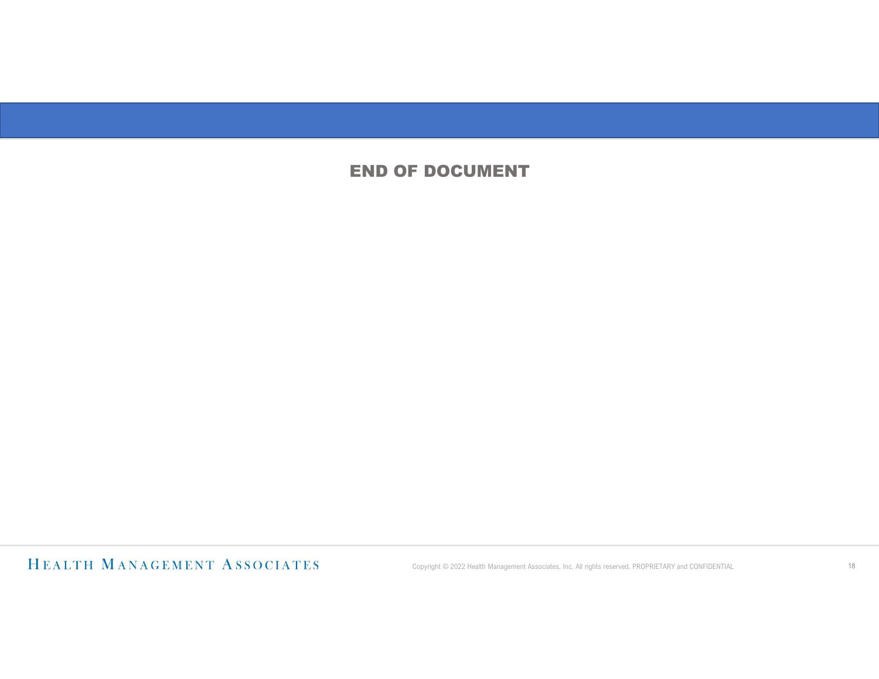**END OF DOCUMENT**